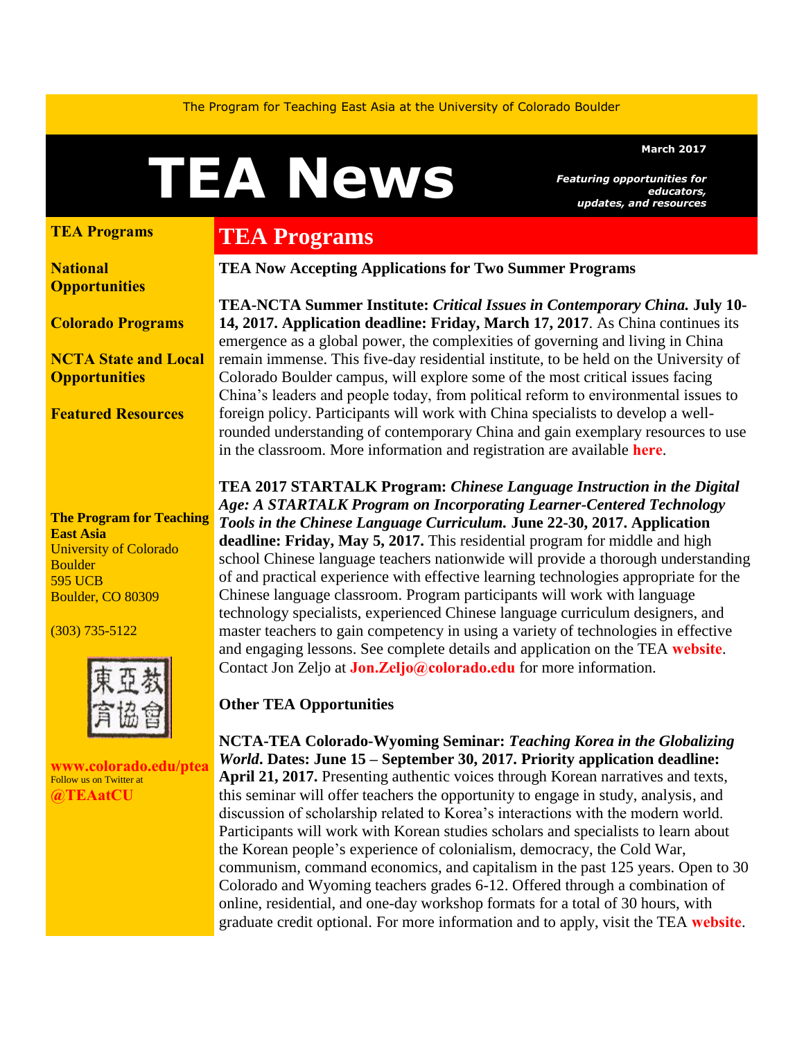The Program for Teaching East Asia at the University of Colorado Boulder

# TEA News

**March 2017**

***Featuring opportunities for educators, updates, and resources***

**TEA Programs**

**National Opportunities**

**Colorado Programs**

**NCTA State and Local Opportunities**

**Featured Resources**

**The Program for Teaching East Asia**
University of Colorado Boulder
595 UCB
Boulder, CO 80309

(303) 735-5122

東亞教育協會

**www.colorado.edu/ptea**
Follow us on Twitter at
**@TEAatCU**

## TEA Programs

**TEA Now Accepting Applications for Two Summer Programs**

**TEA-NCTA Summer Institute: *Critical Issues in Contemporary China.* July 10-14, 2017. Application deadline: Friday, March 17, 2017**. As China continues its emergence as a global power, the complexities of governing and living in China remain immense. This five-day residential institute, to be held on the University of Colorado Boulder campus, will explore some of the most critical issues facing China's leaders and people today, from political reform to environmental issues to foreign policy. Participants will work with China specialists to develop a well-rounded understanding of contemporary China and gain exemplary resources to use in the classroom. More information and registration are available **here**.

**TEA 2017 STARTALK Program: *Chinese Language Instruction in the Digital Age: A STARTALK Program on Incorporating Learner-Centered Technology Tools in the Chinese Language Curriculum.* June 22-30, 2017. Application deadline: Friday, May 5, 2017.** This residential program for middle and high school Chinese language teachers nationwide will provide a thorough understanding of and practical experience with effective learning technologies appropriate for the Chinese language classroom. Program participants will work with language technology specialists, experienced Chinese language curriculum designers, and master teachers to gain competency in using a variety of technologies in effective and engaging lessons. See complete details and application on the TEA **website**. Contact Jon Zeljo at **Jon.Zeljo@colorado.edu** for more information.

**Other TEA Opportunities**

**NCTA-TEA Colorado-Wyoming Seminar: *Teaching Korea in the Globalizing World*. Dates: June 15 – September 30, 2017. Priority application deadline: April 21, 2017.** Presenting authentic voices through Korean narratives and texts, this seminar will offer teachers the opportunity to engage in study, analysis, and discussion of scholarship related to Korea's interactions with the modern world. Participants will work with Korean studies scholars and specialists to learn about the Korean people's experience of colonialism, democracy, the Cold War, communism, command economics, and capitalism in the past 125 years. Open to 30 Colorado and Wyoming teachers grades 6-12. Offered through a combination of online, residential, and one-day workshop formats for a total of 30 hours, with graduate credit optional. For more information and to apply, visit the TEA **website**.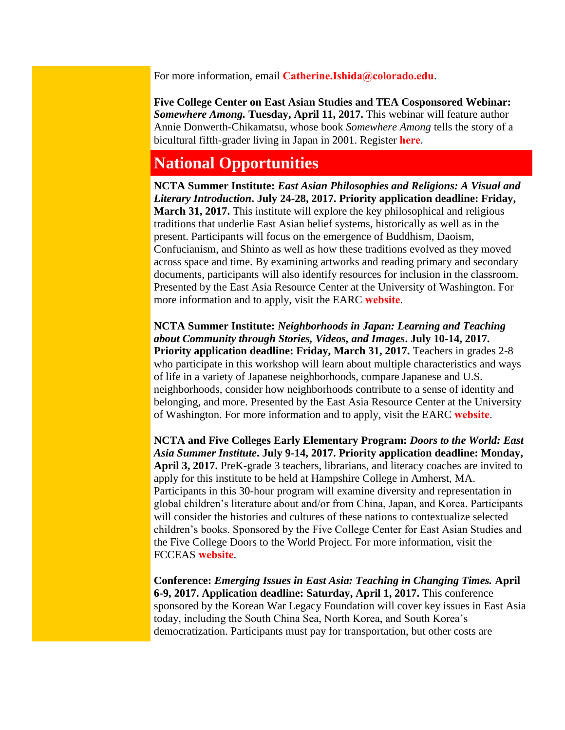For more information, email **Catherine.Ishida@colorado.edu**.

**Five College Center on East Asian Studies and TEA Cosponsored Webinar:** ***Somewhere Among.*** **Tuesday, April 11, 2017.** This webinar will feature author Annie Donwerth-Chikamatsu, whose book *Somewhere Among* tells the story of a bicultural fifth-grader living in Japan in 2001. Register **here**.

## National Opportunities

**NCTA Summer Institute:** ***East Asian Philosophies and Religions: A Visual and Literary Introduction*****. July 24-28, 2017. Priority application deadline: Friday, March 31, 2017.** This institute will explore the key philosophical and religious traditions that underlie East Asian belief systems, historically as well as in the present. Participants will focus on the emergence of Buddhism, Daoism, Confucianism, and Shinto as well as how these traditions evolved as they moved across space and time. By examining artworks and reading primary and secondary documents, participants will also identify resources for inclusion in the classroom. Presented by the East Asia Resource Center at the University of Washington. For more information and to apply, visit the EARC **website**.

**NCTA Summer Institute:** ***Neighborhoods in Japan: Learning and Teaching about Community through Stories, Videos, and Images*****. July 10-14, 2017. Priority application deadline: Friday, March 31, 2017.** Teachers in grades 2-8 who participate in this workshop will learn about multiple characteristics and ways of life in a variety of Japanese neighborhoods, compare Japanese and U.S. neighborhoods, consider how neighborhoods contribute to a sense of identity and belonging, and more. Presented by the East Asia Resource Center at the University of Washington. For more information and to apply, visit the EARC **website**.

**NCTA and Five Colleges Early Elementary Program:** ***Doors to the World: East Asia Summer Institute*****. July 9-14, 2017. Priority application deadline: Monday, April 3, 2017.** PreK-grade 3 teachers, librarians, and literacy coaches are invited to apply for this institute to be held at Hampshire College in Amherst, MA. Participants in this 30-hour program will examine diversity and representation in global children's literature about and/or from China, Japan, and Korea. Participants will consider the histories and cultures of these nations to contextualize selected children's books. Sponsored by the Five College Center for East Asian Studies and the Five College Doors to the World Project. For more information, visit the FCCEAS **website**.

**Conference:** ***Emerging Issues in East Asia: Teaching in Changing Times.*** **April 6-9, 2017. Application deadline: Saturday, April 1, 2017.** This conference sponsored by the Korean War Legacy Foundation will cover key issues in East Asia today, including the South China Sea, North Korea, and South Korea's democratization. Participants must pay for transportation, but other costs are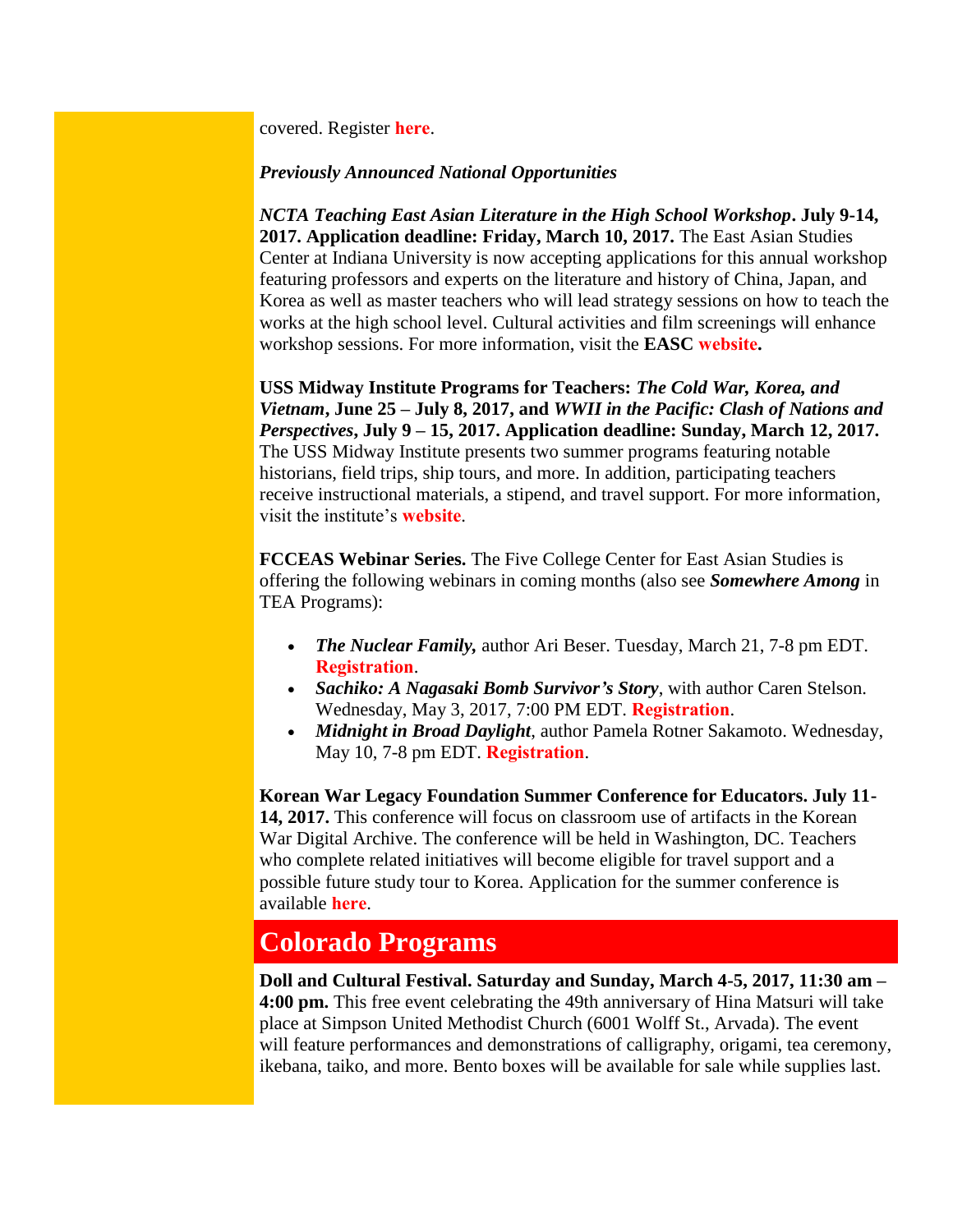covered. Register **here**.

***Previously Announced National Opportunities***

***NCTA Teaching East Asian Literature in the High School Workshop*. July 9-14, 2017. Application deadline: Friday, March 10, 2017.** The East Asian Studies Center at Indiana University is now accepting applications for this annual workshop featuring professors and experts on the literature and history of China, Japan, and Korea as well as master teachers who will lead strategy sessions on how to teach the works at the high school level. Cultural activities and film screenings will enhance workshop sessions. For more information, visit the **EASC website.**

**USS Midway Institute Programs for Teachers: *The Cold War, Korea, and Vietnam*, June 25 – July 8, 2017, and *WWII in the Pacific: Clash of Nations and Perspectives*, July 9 – 15, 2017. Application deadline: Sunday, March 12, 2017.** The USS Midway Institute presents two summer programs featuring notable historians, field trips, ship tours, and more. In addition, participating teachers receive instructional materials, a stipend, and travel support. For more information, visit the institute's **website**.

**FCCEAS Webinar Series.** The Five College Center for East Asian Studies is offering the following webinars in coming months (also see ***Somewhere Among*** in TEA Programs):

- ***The Nuclear Family,*** author Ari Beser. Tuesday, March 21, 7-8 pm EDT. **Registration**.
- ***Sachiko: A Nagasaki Bomb Survivor's Story***, with author Caren Stelson. Wednesday, May 3, 2017, 7:00 PM EDT. **Registration**.
- ***Midnight in Broad Daylight***, author Pamela Rotner Sakamoto. Wednesday, May 10, 7-8 pm EDT. **Registration**.

**Korean War Legacy Foundation Summer Conference for Educators. July 11-14, 2017.** This conference will focus on classroom use of artifacts in the Korean War Digital Archive. The conference will be held in Washington, DC. Teachers who complete related initiatives will become eligible for travel support and a possible future study tour to Korea. Application for the summer conference is available **here**.

## Colorado Programs

**Doll and Cultural Festival. Saturday and Sunday, March 4-5, 2017, 11:30 am – 4:00 pm.** This free event celebrating the 49th anniversary of Hina Matsuri will take place at Simpson United Methodist Church (6001 Wolff St., Arvada). The event will feature performances and demonstrations of calligraphy, origami, tea ceremony, ikebana, taiko, and more. Bento boxes will be available for sale while supplies last.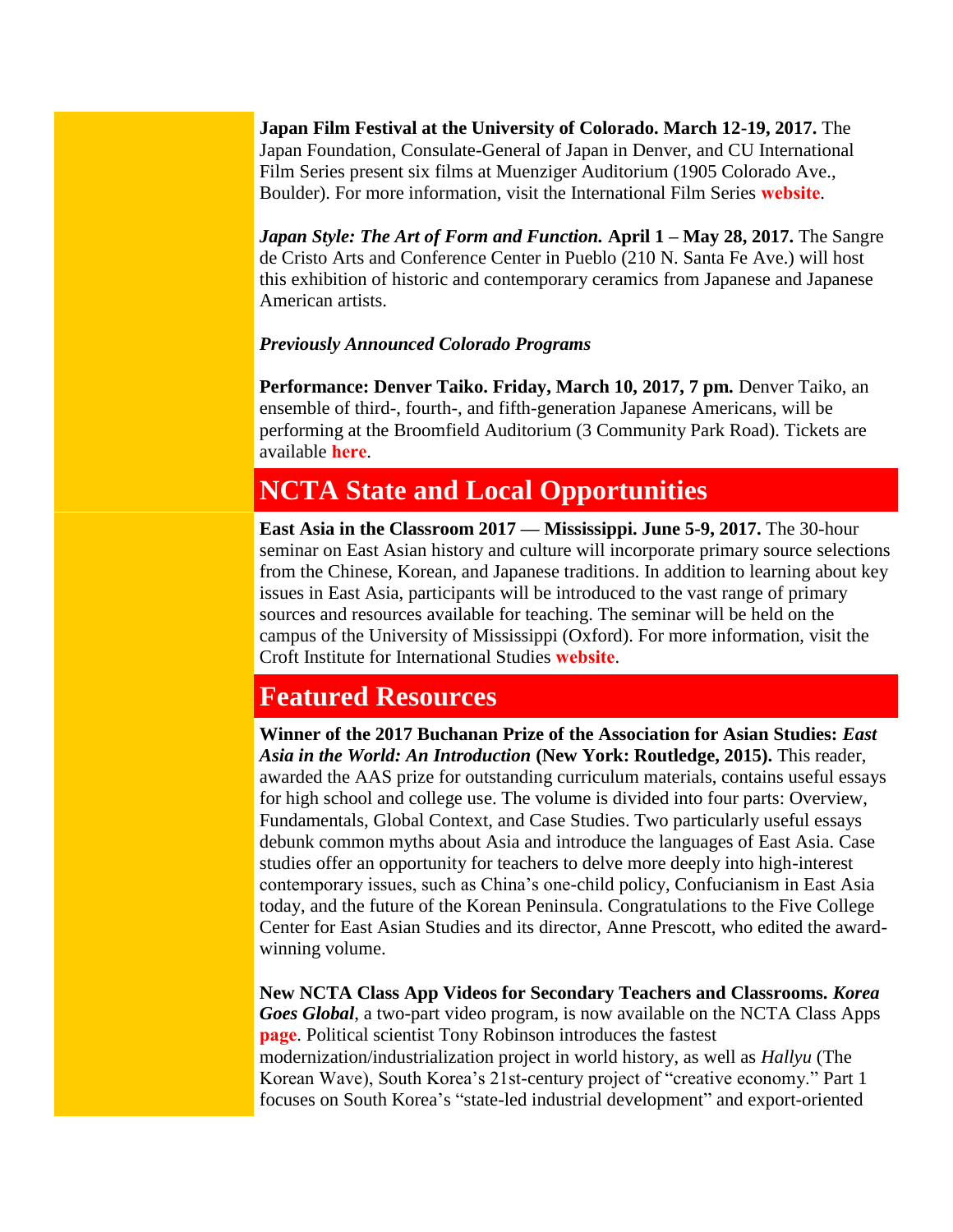**Japan Film Festival at the University of Colorado. March 12-19, 2017.** The Japan Foundation, Consulate-General of Japan in Denver, and CU International Film Series present six films at Muenziger Auditorium (1905 Colorado Ave., Boulder). For more information, visit the International Film Series **website**.

***Japan Style: The Art of Form and Function.* April 1 – May 28, 2017.** The Sangre de Cristo Arts and Conference Center in Pueblo (210 N. Santa Fe Ave.) will host this exhibition of historic and contemporary ceramics from Japanese and Japanese American artists.

***Previously Announced Colorado Programs***

**Performance: Denver Taiko. Friday, March 10, 2017, 7 pm.** Denver Taiko, an ensemble of third-, fourth-, and fifth-generation Japanese Americans, will be performing at the Broomfield Auditorium (3 Community Park Road). Tickets are available **here**.

## NCTA State and Local Opportunities

**East Asia in the Classroom 2017 — Mississippi. June 5-9, 2017.** The 30-hour seminar on East Asian history and culture will incorporate primary source selections from the Chinese, Korean, and Japanese traditions. In addition to learning about key issues in East Asia, participants will be introduced to the vast range of primary sources and resources available for teaching. The seminar will be held on the campus of the University of Mississippi (Oxford). For more information, visit the Croft Institute for International Studies **website**.

## Featured Resources

**Winner of the 2017 Buchanan Prize of the Association for Asian Studies: *East Asia in the World: An Introduction* (New York: Routledge, 2015).** This reader, awarded the AAS prize for outstanding curriculum materials, contains useful essays for high school and college use. The volume is divided into four parts: Overview, Fundamentals, Global Context, and Case Studies. Two particularly useful essays debunk common myths about Asia and introduce the languages of East Asia. Case studies offer an opportunity for teachers to delve more deeply into high-interest contemporary issues, such as China's one-child policy, Confucianism in East Asia today, and the future of the Korean Peninsula. Congratulations to the Five College Center for East Asian Studies and its director, Anne Prescott, who edited the award-winning volume.

**New NCTA Class App Videos for Secondary Teachers and Classrooms. *Korea Goes Global*,** a two-part video program, is now available on the NCTA Class Apps **page**. Political scientist Tony Robinson introduces the fastest modernization/industrialization project in world history, as well as *Hallyu* (The Korean Wave), South Korea's 21st-century project of "creative economy." Part 1 focuses on South Korea's "state-led industrial development" and export-oriented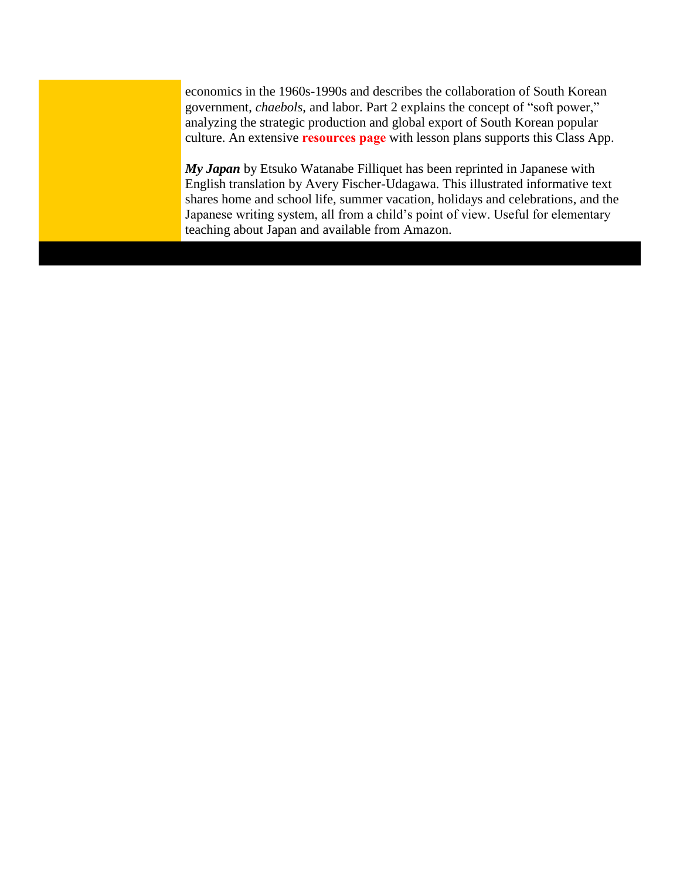economics in the 1960s-1990s and describes the collaboration of South Korean government, *chaebols*, and labor. Part 2 explains the concept of "soft power," analyzing the strategic production and global export of South Korean popular culture. An extensive **resources page** with lesson plans supports this Class App.

***My Japan*** by Etsuko Watanabe Filliquet has been reprinted in Japanese with English translation by Avery Fischer-Udagawa. This illustrated informative text shares home and school life, summer vacation, holidays and celebrations, and the Japanese writing system, all from a child's point of view. Useful for elementary teaching about Japan and available from Amazon.